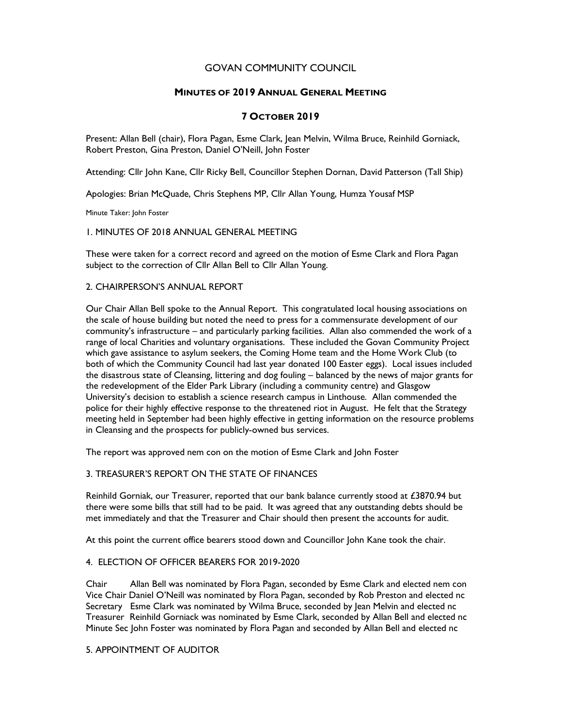# GOVAN COMMUNITY COUNCIL

## Minutes of 2019 Annual General Meeting

## 7 October 2019

Present: Allan Bell (chair), Flora Pagan, Esme Clark, Jean Melvin, Wilma Bruce, Reinhild Gorniack, Robert Preston, Gina Preston, Daniel O'Neill, John Foster

Attending: Cllr John Kane, Cllr Ricky Bell, Councillor Stephen Dornan, David Patterson (Tall Ship)

Apologies: Brian McQuade, Chris Stephens MP, Cllr Allan Young, Humza Yousaf MSP

Minute Taker: John Foster

### 1. MINUTES OF 2018 ANNUAL GENERAL MEETING

These were taken for a correct record and agreed on the motion of Esme Clark and Flora Pagan subject to the correction of Cllr Allan Bell to Cllr Allan Young.

### 2. CHAIRPERSON'S ANNUAL REPORT

Our Chair Allan Bell spoke to the Annual Report. This congratulated local housing associations on the scale of house building but noted the need to press for a commensurate development of our community's infrastructure – and particularly parking facilities. Allan also commended the work of a range of local Charities and voluntary organisations. These included the Govan Community Project which gave assistance to asylum seekers, the Coming Home team and the Home Work Club (to both of which the Community Council had last year donated 100 Easter eggs). Local issues included the disastrous state of Cleansing, littering and dog fouling – balanced by the news of major grants for the redevelopment of the Elder Park Library (including a community centre) and Glasgow University's decision to establish a science research campus in Linthouse. Allan commended the police for their highly effective response to the threatened riot in August. He felt that the Strategy meeting held in September had been highly effective in getting information on the resource problems in Cleansing and the prospects for publicly-owned bus services.

The report was approved nem con on the motion of Esme Clark and John Foster

### 3. TREASURER'S REPORT ON THE STATE OF FINANCES

Reinhild Gorniak, our Treasurer, reported that our bank balance currently stood at £3870.94 but there were some bills that still had to be paid. It was agreed that any outstanding debts should be met immediately and that the Treasurer and Chair should then present the accounts for audit.

At this point the current office bearers stood down and Councillor John Kane took the chair.

### 4. ELECTION OF OFFICER BEARERS FOR 2019-2020

Chair Allan Bell was nominated by Flora Pagan, seconded by Esme Clark and elected nem con
Vice Chair Daniel O'Neill was nominated by Flora Pagan, seconded by Rob Preston and elected nc
Secretary Esme Clark was nominated by Wilma Bruce, seconded by Jean Melvin and elected nc
Treasurer Reinhild Gorniack was nominated by Esme Clark, seconded by Allan Bell and elected nc
Minute Sec John Foster was nominated by Flora Pagan and seconded by Allan Bell and elected nc

### 5. APPOINTMENT OF AUDITOR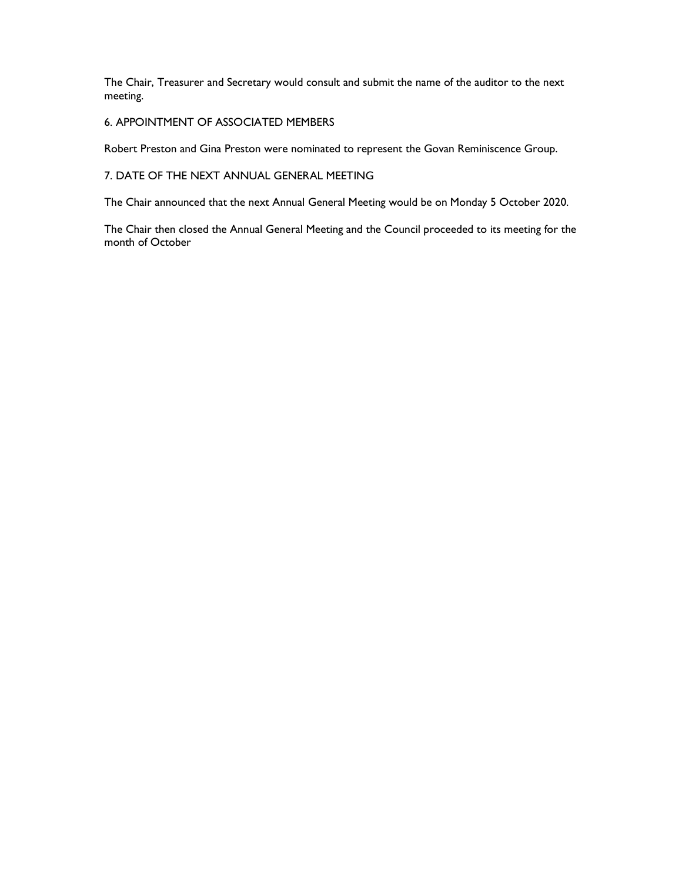The Chair, Treasurer and Secretary would consult and submit the name of the auditor to the next meeting.

## 6. APPOINTMENT OF ASSOCIATED MEMBERS

Robert Preston and Gina Preston were nominated to represent the Govan Reminiscence Group.

## 7. DATE OF THE NEXT ANNUAL GENERAL MEETING

The Chair announced that the next Annual General Meeting would be on Monday 5 October 2020.

The Chair then closed the Annual General Meeting and the Council proceeded to its meeting for the month of October